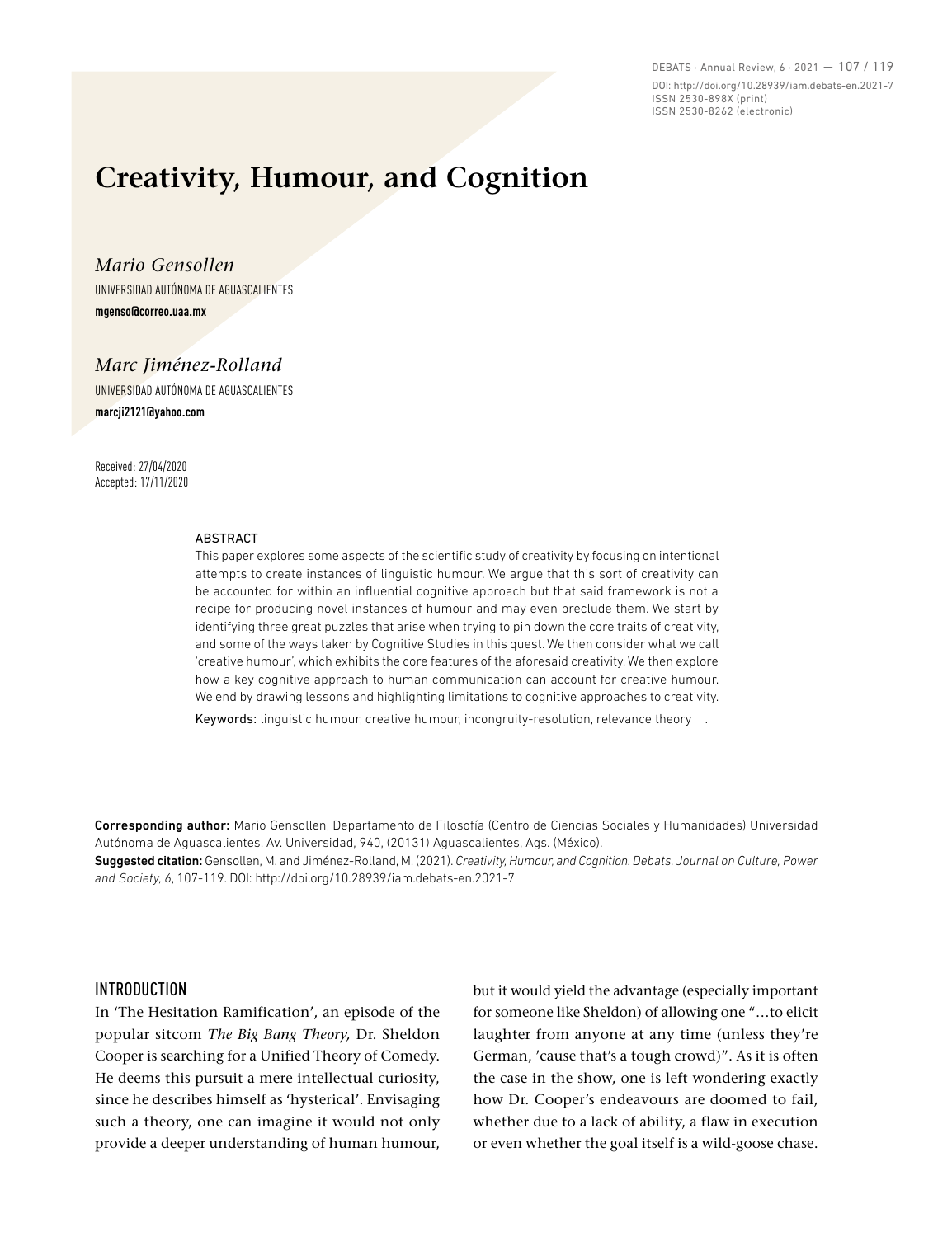# Creativity, Humour, and Cognition

*Mario Gensollen*

UNIVERSIDAD AUTÓNOMA DE AGUASCALIENTES

**mgenso@correo.uaa.mx**

*Marc Jiménez-Rolland*

UNIVERSIDAD AUTÓNOMA DE AGUASCALIENTES

**marcji2121@yahoo.com**

Received: 27/04/2020
Accepted: 17/11/2020

## ABSTRACT

This paper explores some aspects of the scientific study of creativity by focusing on intentional attempts to create instances of linguistic humour. We argue that this sort of creativity can be accounted for within an influential cognitive approach but that said framework is not a recipe for producing novel instances of humour and may even preclude them. We start by identifying three great puzzles that arise when trying to pin down the core traits of creativity, and some of the ways taken by Cognitive Studies in this quest. We then consider what we call 'creative humour', which exhibits the core features of the aforesaid creativity. We then explore how a key cognitive approach to human communication can account for creative humour. We end by drawing lessons and highlighting limitations to cognitive approaches to creativity.

Keywords: linguistic humour, creative humour, incongruity-resolution, relevance theory.

**Corresponding author:** Mario Gensollen, Departamento de Filosofía (Centro de Ciencias Sociales y Humanidades) Universidad Autónoma de Aguascalientes. Av. Universidad, 940, (20131) Aguascalientes, Ags. (México).

**Suggested citation:** Gensollen, M. and Jiménez-Rolland, M. (2021). *Creativity, Humour, and Cognition. Debats. Journal on Culture, Power and Society*, *6*, 107-119. DOI: http://doi.org/10.28939/iam.debats-en.2021-7

## INTRODUCTION

In 'The Hesitation Ramification', an episode of the popular sitcom *The Big Bang Theory,* Dr. Sheldon Cooper is searching for a Unified Theory of Comedy. He deems this pursuit a mere intellectual curiosity, since he describes himself as 'hysterical'. Envisaging such a theory, one can imagine it would not only provide a deeper understanding of human humour, but it would yield the advantage (especially important for someone like Sheldon) of allowing one "…to elicit laughter from anyone at any time (unless they're German, 'cause that's a tough crowd)". As it is often the case in the show, one is left wondering exactly how Dr. Cooper's endeavours are doomed to fail, whether due to a lack of ability, a flaw in execution or even whether the goal itself is a wild-goose chase.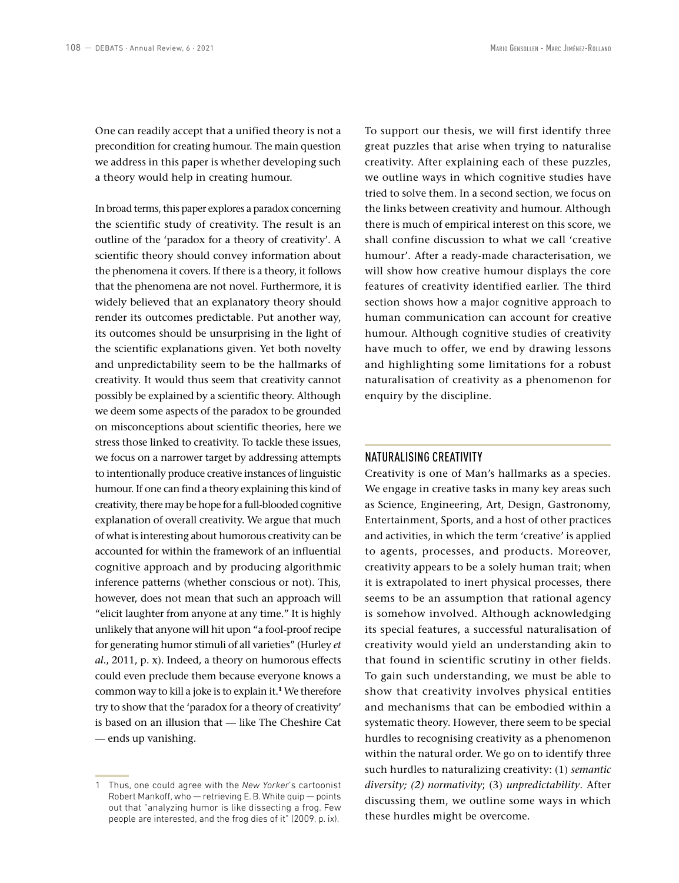One can readily accept that a unified theory is not a precondition for creating humour. The main question we address in this paper is whether developing such a theory would help in creating humour.

In broad terms, this paper explores a paradox concerning the scientific study of creativity. The result is an outline of the 'paradox for a theory of creativity'. A scientific theory should convey information about the phenomena it covers. If there is a theory, it follows that the phenomena are not novel. Furthermore, it is widely believed that an explanatory theory should render its outcomes predictable. Put another way, its outcomes should be unsurprising in the light of the scientific explanations given. Yet both novelty and unpredictability seem to be the hallmarks of creativity. It would thus seem that creativity cannot possibly be explained by a scientific theory. Although we deem some aspects of the paradox to be grounded on misconceptions about scientific theories, here we stress those linked to creativity. To tackle these issues, we focus on a narrower target by addressing attempts to intentionally produce creative instances of linguistic humour. If one can find a theory explaining this kind of creativity, there may be hope for a full-blooded cognitive explanation of overall creativity. We argue that much of what is interesting about humorous creativity can be accounted for within the framework of an influential cognitive approach and by producing algorithmic inference patterns (whether conscious or not). This, however, does not mean that such an approach will "elicit laughter from anyone at any time." It is highly unlikely that anyone will hit upon "a fool-proof recipe for generating humor stimuli of all varieties" (Hurley *et al*., 2011, p. x). Indeed, a theory on humorous effects could even preclude them because everyone knows a common way to kill a joke is to explain it.[1] We therefore try to show that the 'paradox for a theory of creativity' is based on an illusion that — like The Cheshire Cat — ends up vanishing.

To support our thesis, we will first identify three great puzzles that arise when trying to naturalise creativity. After explaining each of these puzzles, we outline ways in which cognitive studies have tried to solve them. In a second section, we focus on the links between creativity and humour. Although there is much of empirical interest on this score, we shall confine discussion to what we call 'creative humour'. After a ready-made characterisation, we will show how creative humour displays the core features of creativity identified earlier. The third section shows how a major cognitive approach to human communication can account for creative humour. Although cognitive studies of creativity have much to offer, we end by drawing lessons and highlighting some limitations for a robust naturalisation of creativity as a phenomenon for enquiry by the discipline.

## NATURALISING CREATIVITY

Creativity is one of Man's hallmarks as a species. We engage in creative tasks in many key areas such as Science, Engineering, Art, Design, Gastronomy, Entertainment, Sports, and a host of other practices and activities, in which the term 'creative' is applied to agents, processes, and products. Moreover, creativity appears to be a solely human trait; when it is extrapolated to inert physical processes, there seems to be an assumption that rational agency is somehow involved. Although acknowledging its special features, a successful naturalisation of creativity would yield an understanding akin to that found in scientific scrutiny in other fields. To gain such understanding, we must be able to show that creativity involves physical entities and mechanisms that can be embodied within a systematic theory. However, there seem to be special hurdles to recognising creativity as a phenomenon within the natural order. We go on to identify three such hurdles to naturalizing creativity: (1) *semantic diversity; (2) normativity*; (3) *unpredictability*. After discussing them, we outline some ways in which these hurdles might be overcome.

---

1 Thus, one could agree with the *New Yorker*'s cartoonist Robert Mankoff, who — retrieving E. B. White quip — points out that "analyzing humor is like dissecting a frog. Few people are interested, and the frog dies of it" (2009, p. ix).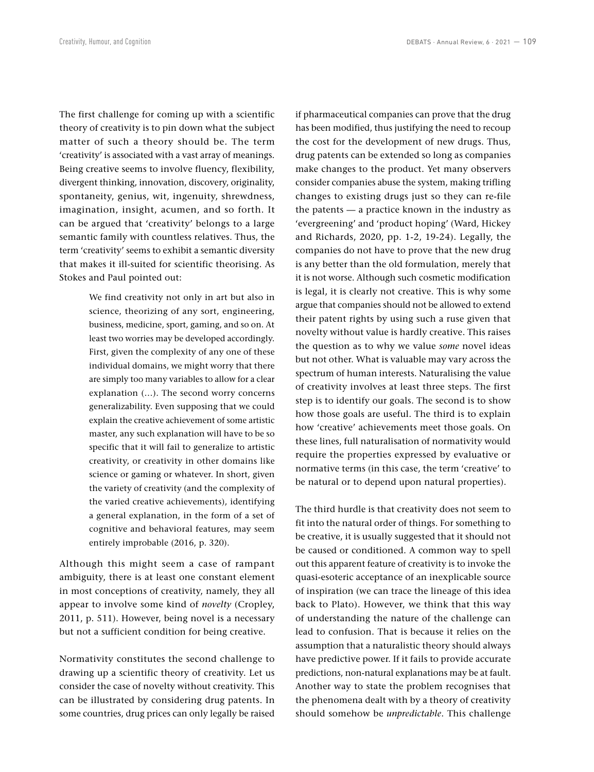The first challenge for coming up with a scientific theory of creativity is to pin down what the subject matter of such a theory should be. The term 'creativity' is associated with a vast array of meanings. Being creative seems to involve fluency, flexibility, divergent thinking, innovation, discovery, originality, spontaneity, genius, wit, ingenuity, shrewdness, imagination, insight, acumen, and so forth. It can be argued that 'creativity' belongs to a large semantic family with countless relatives. Thus, the term 'creativity' seems to exhibit a semantic diversity that makes it ill-suited for scientific theorising. As Stokes and Paul pointed out:

> We find creativity not only in art but also in science, theorizing of any sort, engineering, business, medicine, sport, gaming, and so on. At least two worries may be developed accordingly. First, given the complexity of any one of these individual domains, we might worry that there are simply too many variables to allow for a clear explanation (…). The second worry concerns generalizability. Even supposing that we could explain the creative achievement of some artistic master, any such explanation will have to be so specific that it will fail to generalize to artistic creativity, or creativity in other domains like science or gaming or whatever. In short, given the variety of creativity (and the complexity of the varied creative achievements), identifying a general explanation, in the form of a set of cognitive and behavioral features, may seem entirely improbable (2016, p. 320).

Although this might seem a case of rampant ambiguity, there is at least one constant element in most conceptions of creativity, namely, they all appear to involve some kind of *novelty* (Cropley, 2011, p. 511). However, being novel is a necessary but not a sufficient condition for being creative.

Normativity constitutes the second challenge to drawing up a scientific theory of creativity. Let us consider the case of novelty without creativity. This can be illustrated by considering drug patents. In some countries, drug prices can only legally be raised if pharmaceutical companies can prove that the drug has been modified, thus justifying the need to recoup the cost for the development of new drugs. Thus, drug patents can be extended so long as companies make changes to the product. Yet many observers consider companies abuse the system, making trifling changes to existing drugs just so they can re-file the patents — a practice known in the industry as 'evergreening' and 'product hoping' (Ward, Hickey and Richards, 2020, pp. 1-2, 19-24). Legally, the companies do not have to prove that the new drug is any better than the old formulation, merely that it is not worse. Although such cosmetic modification is legal, it is clearly not creative. This is why some argue that companies should not be allowed to extend their patent rights by using such a ruse given that novelty without value is hardly creative. This raises the question as to why we value *some* novel ideas but not other. What is valuable may vary across the spectrum of human interests. Naturalising the value of creativity involves at least three steps. The first step is to identify our goals. The second is to show how those goals are useful. The third is to explain how 'creative' achievements meet those goals. On these lines, full naturalisation of normativity would require the properties expressed by evaluative or normative terms (in this case, the term 'creative' to be natural or to depend upon natural properties).

The third hurdle is that creativity does not seem to fit into the natural order of things. For something to be creative, it is usually suggested that it should not be caused or conditioned. A common way to spell out this apparent feature of creativity is to invoke the quasi-esoteric acceptance of an inexplicable source of inspiration (we can trace the lineage of this idea back to Plato). However, we think that this way of understanding the nature of the challenge can lead to confusion. That is because it relies on the assumption that a naturalistic theory should always have predictive power. If it fails to provide accurate predictions, non-natural explanations may be at fault. Another way to state the problem recognises that the phenomena dealt with by a theory of creativity should somehow be *unpredictable*. This challenge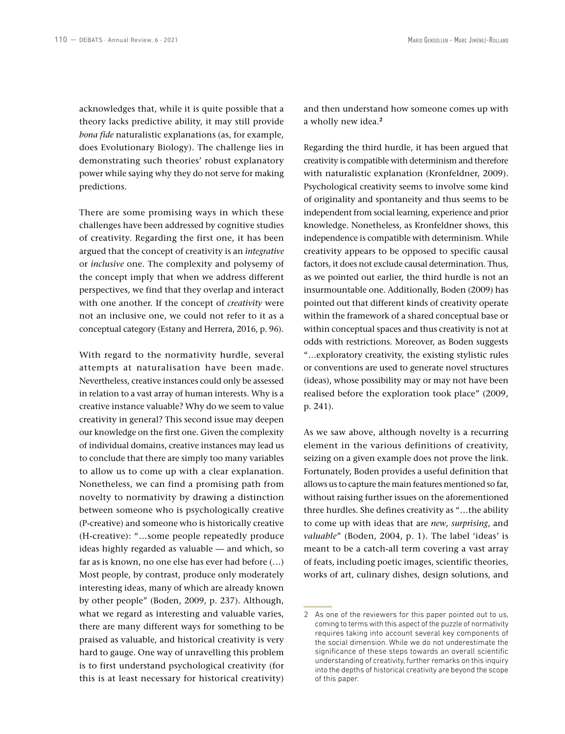acknowledges that, while it is quite possible that a theory lacks predictive ability, it may still provide *bona fide* naturalistic explanations (as, for example, does Evolutionary Biology). The challenge lies in demonstrating such theories' robust explanatory power while saying why they do not serve for making predictions.

There are some promising ways in which these challenges have been addressed by cognitive studies of creativity. Regarding the first one, it has been argued that the concept of creativity is an *integrative* or *inclusive* one. The complexity and polysemy of the concept imply that when we address different perspectives, we find that they overlap and interact with one another. If the concept of *creativity* were not an inclusive one, we could not refer to it as a conceptual category (Estany and Herrera, 2016, p. 96).

With regard to the normativity hurdle, several attempts at naturalisation have been made. Nevertheless, creative instances could only be assessed in relation to a vast array of human interests. Why is a creative instance valuable? Why do we seem to value creativity in general? This second issue may deepen our knowledge on the first one. Given the complexity of individual domains, creative instances may lead us to conclude that there are simply too many variables to allow us to come up with a clear explanation. Nonetheless, we can find a promising path from novelty to normativity by drawing a distinction between someone who is psychologically creative (P-creative) and someone who is historically creative (H-creative): "…some people repeatedly produce ideas highly regarded as valuable — and which, so far as is known, no one else has ever had before (…) Most people, by contrast, produce only moderately interesting ideas, many of which are already known by other people" (Boden, 2009, p. 237). Although, what we regard as interesting and valuable varies, there are many different ways for something to be praised as valuable, and historical creativity is very hard to gauge. One way of unravelling this problem is to first understand psychological creativity (for this is at least necessary for historical creativity) and then understand how someone comes up with a wholly new idea.[2]

Regarding the third hurdle, it has been argued that creativity is compatible with determinism and therefore with naturalistic explanation (Kronfeldner, 2009). Psychological creativity seems to involve some kind of originality and spontaneity and thus seems to be independent from social learning, experience and prior knowledge. Nonetheless, as Kronfeldner shows, this independence is compatible with determinism. While creativity appears to be opposed to specific causal factors, it does not exclude causal determination. Thus, as we pointed out earlier, the third hurdle is not an insurmountable one. Additionally, Boden (2009) has pointed out that different kinds of creativity operate within the framework of a shared conceptual base or within conceptual spaces and thus creativity is not at odds with restrictions. Moreover, as Boden suggests "…exploratory creativity, the existing stylistic rules or conventions are used to generate novel structures (ideas), whose possibility may or may not have been realised before the exploration took place" (2009, p. 241).

As we saw above, although novelty is a recurring element in the various definitions of creativity, seizing on a given example does not prove the link. Fortunately, Boden provides a useful definition that allows us to capture the main features mentioned so far, without raising further issues on the aforementioned three hurdles. She defines creativity as "…the ability to come up with ideas that are *new*, *surprising*, and *valuable*" (Boden, 2004, p. 1). The label 'ideas' is meant to be a catch-all term covering a vast array of feats, including poetic images, scientific theories, works of art, culinary dishes, design solutions, and

---

2 As one of the reviewers for this paper pointed out to us, coming to terms with this aspect of the puzzle of normativity requires taking into account several key components of the social dimension. While we do not underestimate the significance of these steps towards an overall scientific understanding of creativity, further remarks on this inquiry into the depths of historical creativity are beyond the scope of this paper.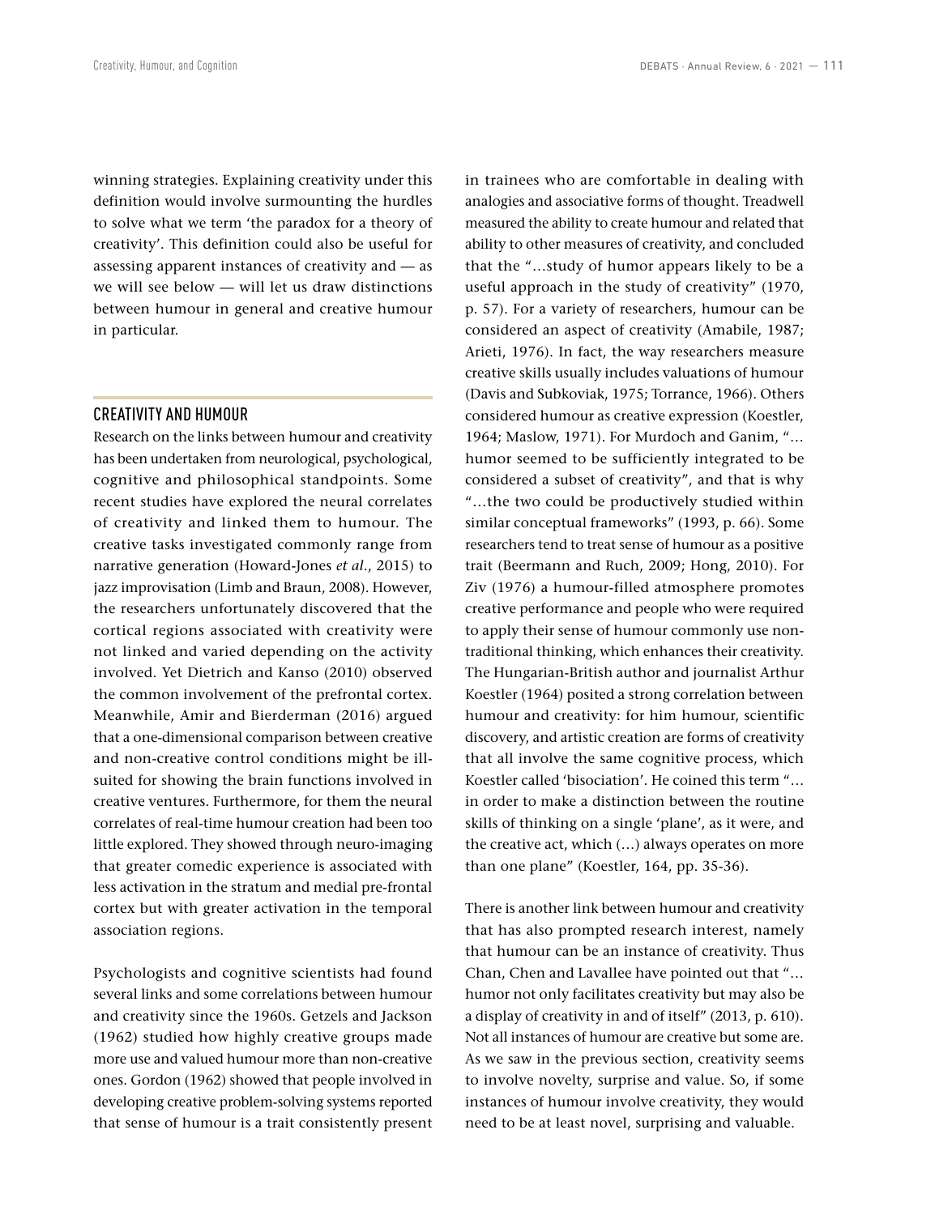winning strategies. Explaining creativity under this definition would involve surmounting the hurdles to solve what we term 'the paradox for a theory of creativity'. This definition could also be useful for assessing apparent instances of creativity and — as we will see below — will let us draw distinctions between humour in general and creative humour in particular.

## CREATIVITY AND HUMOUR

Research on the links between humour and creativity has been undertaken from neurological, psychological, cognitive and philosophical standpoints. Some recent studies have explored the neural correlates of creativity and linked them to humour. The creative tasks investigated commonly range from narrative generation (Howard-Jones *et al*., 2015) to jazz improvisation (Limb and Braun, 2008). However, the researchers unfortunately discovered that the cortical regions associated with creativity were not linked and varied depending on the activity involved. Yet Dietrich and Kanso (2010) observed the common involvement of the prefrontal cortex. Meanwhile, Amir and Bierderman (2016) argued that a one-dimensional comparison between creative and non-creative control conditions might be ill-suited for showing the brain functions involved in creative ventures. Furthermore, for them the neural correlates of real-time humour creation had been too little explored. They showed through neuro-imaging that greater comedic experience is associated with less activation in the stratum and medial pre-frontal cortex but with greater activation in the temporal association regions.

Psychologists and cognitive scientists had found several links and some correlations between humour and creativity since the 1960s. Getzels and Jackson (1962) studied how highly creative groups made more use and valued humour more than non-creative ones. Gordon (1962) showed that people involved in developing creative problem-solving systems reported that sense of humour is a trait consistently present in trainees who are comfortable in dealing with analogies and associative forms of thought. Treadwell measured the ability to create humour and related that ability to other measures of creativity, and concluded that the "…study of humor appears likely to be a useful approach in the study of creativity" (1970, p. 57). For a variety of researchers, humour can be considered an aspect of creativity (Amabile, 1987; Arieti, 1976). In fact, the way researchers measure creative skills usually includes valuations of humour (Davis and Subkoviak, 1975; Torrance, 1966). Others considered humour as creative expression (Koestler, 1964; Maslow, 1971). For Murdoch and Ganim, "… humor seemed to be sufficiently integrated to be considered a subset of creativity", and that is why "…the two could be productively studied within similar conceptual frameworks" (1993, p. 66). Some researchers tend to treat sense of humour as a positive trait (Beermann and Ruch, 2009; Hong, 2010). For Ziv (1976) a humour-filled atmosphere promotes creative performance and people who were required to apply their sense of humour commonly use non-traditional thinking, which enhances their creativity. The Hungarian-British author and journalist Arthur Koestler (1964) posited a strong correlation between humour and creativity: for him humour, scientific discovery, and artistic creation are forms of creativity that all involve the same cognitive process, which Koestler called 'bisociation'. He coined this term "… in order to make a distinction between the routine skills of thinking on a single 'plane', as it were, and the creative act, which (…) always operates on more than one plane" (Koestler, 164, pp. 35-36).

There is another link between humour and creativity that has also prompted research interest, namely that humour can be an instance of creativity. Thus Chan, Chen and Lavallee have pointed out that "… humor not only facilitates creativity but may also be a display of creativity in and of itself" (2013, p. 610). Not all instances of humour are creative but some are. As we saw in the previous section, creativity seems to involve novelty, surprise and value. So, if some instances of humour involve creativity, they would need to be at least novel, surprising and valuable.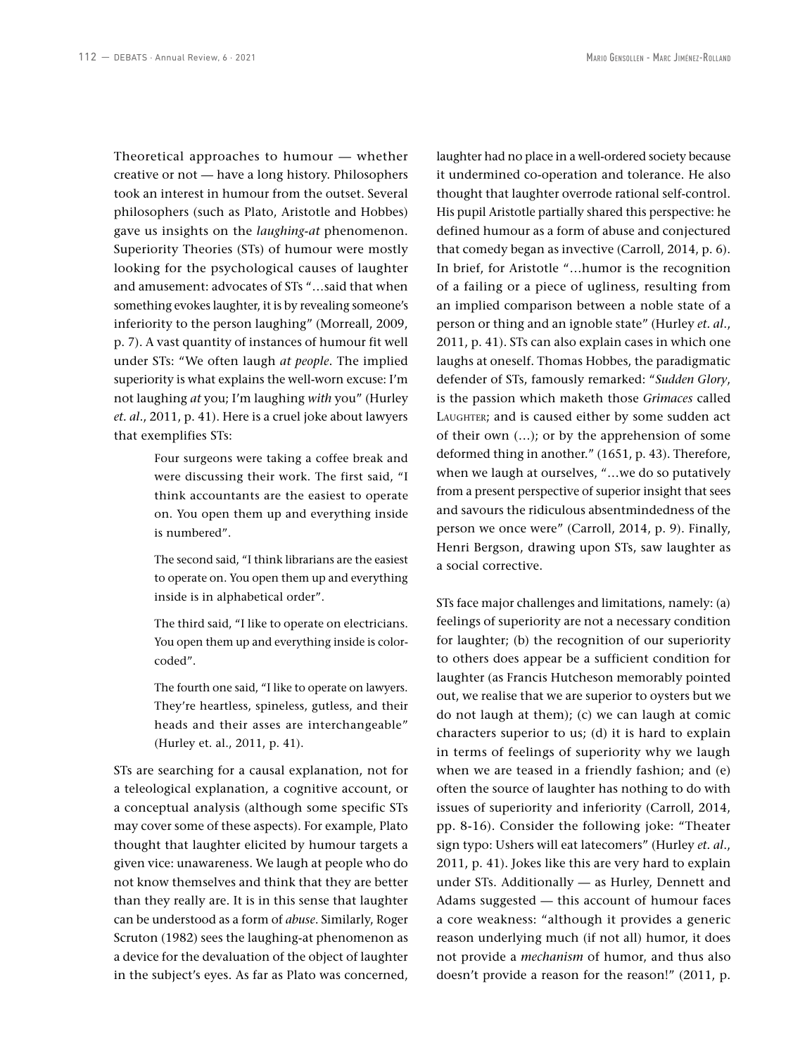Theoretical approaches to humour — whether creative or not — have a long history. Philosophers took an interest in humour from the outset. Several philosophers (such as Plato, Aristotle and Hobbes) gave us insights on the *laughing-at* phenomenon. Superiority Theories (STs) of humour were mostly looking for the psychological causes of laughter and amusement: advocates of STs "…said that when something evokes laughter, it is by revealing someone's inferiority to the person laughing" (Morreall, 2009, p. 7). A vast quantity of instances of humour fit well under STs: "We often laugh *at people*. The implied superiority is what explains the well-worn excuse: I'm not laughing *at* you; I'm laughing *with* you" (Hurley *et. al*., 2011, p. 41). Here is a cruel joke about lawyers that exemplifies STs:

> Four surgeons were taking a coffee break and were discussing their work. The first said, "I think accountants are the easiest to operate on. You open them up and everything inside is numbered".
>
> The second said, "I think librarians are the easiest to operate on. You open them up and everything inside is in alphabetical order".
>
> The third said, "I like to operate on electricians. You open them up and everything inside is color-coded".
>
> The fourth one said, "I like to operate on lawyers. They're heartless, spineless, gutless, and their heads and their asses are interchangeable" (Hurley et. al., 2011, p. 41).

STs are searching for a causal explanation, not for a teleological explanation, a cognitive account, or a conceptual analysis (although some specific STs may cover some of these aspects). For example, Plato thought that laughter elicited by humour targets a given vice: unawareness. We laugh at people who do not know themselves and think that they are better than they really are. It is in this sense that laughter can be understood as a form of *abuse*. Similarly, Roger Scruton (1982) sees the laughing-at phenomenon as a device for the devaluation of the object of laughter in the subject's eyes. As far as Plato was concerned, laughter had no place in a well-ordered society because it undermined co-operation and tolerance. He also thought that laughter overrode rational self-control. His pupil Aristotle partially shared this perspective: he defined humour as a form of abuse and conjectured that comedy began as invective (Carroll, 2014, p. 6). In brief, for Aristotle "…humor is the recognition of a failing or a piece of ugliness, resulting from an implied comparison between a noble state of a person or thing and an ignoble state" (Hurley *et. al*., 2011, p. 41). STs can also explain cases in which one laughs at oneself. Thomas Hobbes, the paradigmatic defender of STs, famously remarked: "*Sudden Glory*, is the passion which maketh those *Grimaces* called LAUGHTER; and is caused either by some sudden act of their own (…); or by the apprehension of some deformed thing in another." (1651, p. 43). Therefore, when we laugh at ourselves, "…we do so putatively from a present perspective of superior insight that sees and savours the ridiculous absentmindedness of the person we once were" (Carroll, 2014, p. 9). Finally, Henri Bergson, drawing upon STs, saw laughter as a social corrective.

STs face major challenges and limitations, namely: (a) feelings of superiority are not a necessary condition for laughter; (b) the recognition of our superiority to others does appear be a sufficient condition for laughter (as Francis Hutcheson memorably pointed out, we realise that we are superior to oysters but we do not laugh at them); (c) we can laugh at comic characters superior to us; (d) it is hard to explain in terms of feelings of superiority why we laugh when we are teased in a friendly fashion; and (e) often the source of laughter has nothing to do with issues of superiority and inferiority (Carroll, 2014, pp. 8-16). Consider the following joke: "Theater sign typo: Ushers will eat latecomers" (Hurley *et. al*., 2011, p. 41). Jokes like this are very hard to explain under STs. Additionally — as Hurley, Dennett and Adams suggested — this account of humour faces a core weakness: "although it provides a generic reason underlying much (if not all) humor, it does not provide a *mechanism* of humor, and thus also doesn't provide a reason for the reason!" (2011, p.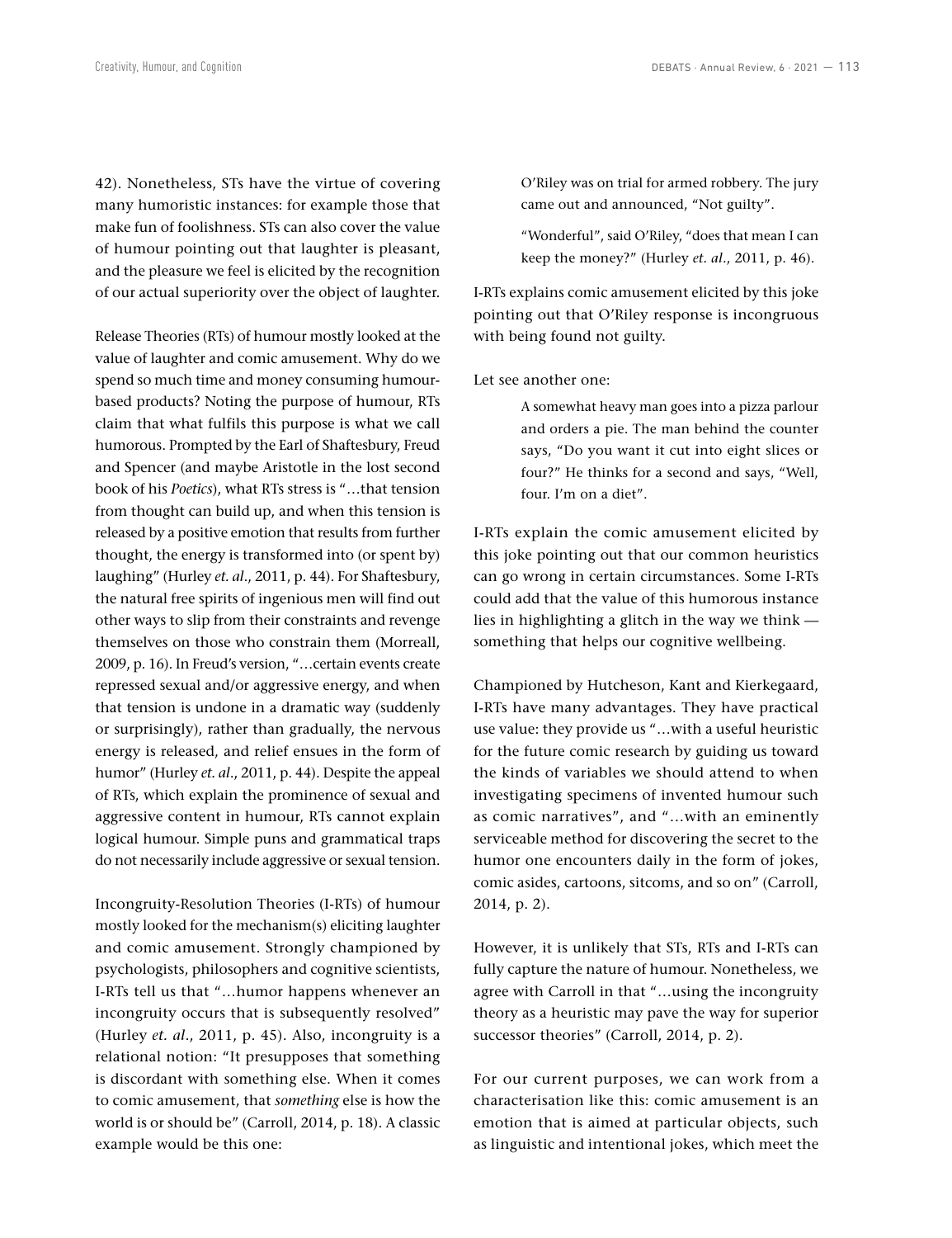42). Nonetheless, STs have the virtue of covering many humoristic instances: for example those that make fun of foolishness. STs can also cover the value of humour pointing out that laughter is pleasant, and the pleasure we feel is elicited by the recognition of our actual superiority over the object of laughter.

Release Theories (RTs) of humour mostly looked at the value of laughter and comic amusement. Why do we spend so much time and money consuming humour-based products? Noting the purpose of humour, RTs claim that what fulfils this purpose is what we call humorous. Prompted by the Earl of Shaftesbury, Freud and Spencer (and maybe Aristotle in the lost second book of his *Poetics*), what RTs stress is "…that tension from thought can build up, and when this tension is released by a positive emotion that results from further thought, the energy is transformed into (or spent by) laughing" (Hurley *et. al*., 2011, p. 44). For Shaftesbury, the natural free spirits of ingenious men will find out other ways to slip from their constraints and revenge themselves on those who constrain them (Morreall, 2009, p. 16). In Freud's version, "…certain events create repressed sexual and/or aggressive energy, and when that tension is undone in a dramatic way (suddenly or surprisingly), rather than gradually, the nervous energy is released, and relief ensues in the form of humor" (Hurley *et. al*., 2011, p. 44). Despite the appeal of RTs, which explain the prominence of sexual and aggressive content in humour, RTs cannot explain logical humour. Simple puns and grammatical traps do not necessarily include aggressive or sexual tension.

Incongruity-Resolution Theories (I-RTs) of humour mostly looked for the mechanism(s) eliciting laughter and comic amusement. Strongly championed by psychologists, philosophers and cognitive scientists, I-RTs tell us that "…humor happens whenever an incongruity occurs that is subsequently resolved" (Hurley *et. al*., 2011, p. 45). Also, incongruity is a relational notion: "It presupposes that something is discordant with something else. When it comes to comic amusement, that *something* else is how the world is or should be" (Carroll, 2014, p. 18). A classic example would be this one:

> O'Riley was on trial for armed robbery. The jury came out and announced, "Not guilty".
>
> "Wonderful", said O'Riley, "does that mean I can keep the money?" (Hurley *et. al*., 2011, p. 46).

I-RTs explains comic amusement elicited by this joke pointing out that O'Riley response is incongruous with being found not guilty.

Let see another one:

> A somewhat heavy man goes into a pizza parlour and orders a pie. The man behind the counter says, "Do you want it cut into eight slices or four?" He thinks for a second and says, "Well, four. I'm on a diet".

I-RTs explain the comic amusement elicited by this joke pointing out that our common heuristics can go wrong in certain circumstances. Some I-RTs could add that the value of this humorous instance lies in highlighting a glitch in the way we think — something that helps our cognitive wellbeing.

Championed by Hutcheson, Kant and Kierkegaard, I-RTs have many advantages. They have practical use value: they provide us "…with a useful heuristic for the future comic research by guiding us toward the kinds of variables we should attend to when investigating specimens of invented humour such as comic narratives", and "…with an eminently serviceable method for discovering the secret to the humor one encounters daily in the form of jokes, comic asides, cartoons, sitcoms, and so on" (Carroll, 2014, p. 2).

However, it is unlikely that STs, RTs and I-RTs can fully capture the nature of humour. Nonetheless, we agree with Carroll in that "…using the incongruity theory as a heuristic may pave the way for superior successor theories" (Carroll, 2014, p. 2).

For our current purposes, we can work from a characterisation like this: comic amusement is an emotion that is aimed at particular objects, such as linguistic and intentional jokes, which meet the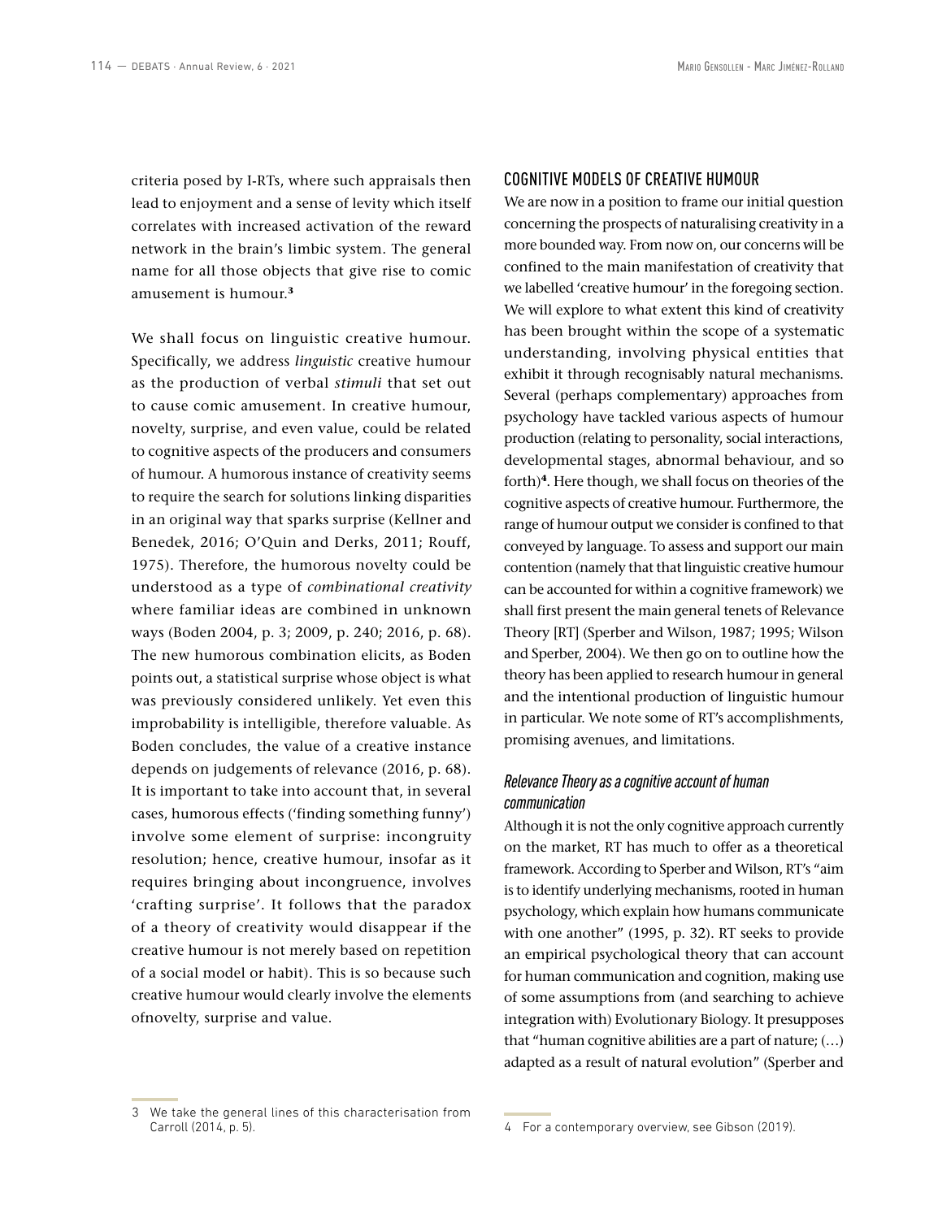criteria posed by I-RTs, where such appraisals then lead to enjoyment and a sense of levity which itself correlates with increased activation of the reward network in the brain's limbic system. The general name for all those objects that give rise to comic amusement is humour.[3]

We shall focus on linguistic creative humour. Specifically, we address *linguistic* creative humour as the production of verbal *stimuli* that set out to cause comic amusement. In creative humour, novelty, surprise, and even value, could be related to cognitive aspects of the producers and consumers of humour. A humorous instance of creativity seems to require the search for solutions linking disparities in an original way that sparks surprise (Kellner and Benedek, 2016; O'Quin and Derks, 2011; Rouff, 1975). Therefore, the humorous novelty could be understood as a type of *combinational creativity* where familiar ideas are combined in unknown ways (Boden 2004, p. 3; 2009, p. 240; 2016, p. 68). The new humorous combination elicits, as Boden points out, a statistical surprise whose object is what was previously considered unlikely. Yet even this improbability is intelligible, therefore valuable. As Boden concludes, the value of a creative instance depends on judgements of relevance (2016, p. 68). It is important to take into account that, in several cases, humorous effects ('finding something funny') involve some element of surprise: incongruity resolution; hence, creative humour, insofar as it requires bringing about incongruence, involves 'crafting surprise'. It follows that the paradox of a theory of creativity would disappear if the creative humour is not merely based on repetition of a social model or habit). This is so because such creative humour would clearly involve the elements ofnovelty, surprise and value.

## COGNITIVE MODELS OF CREATIVE HUMOUR

We are now in a position to frame our initial question concerning the prospects of naturalising creativity in a more bounded way. From now on, our concerns will be confined to the main manifestation of creativity that we labelled 'creative humour' in the foregoing section. We will explore to what extent this kind of creativity has been brought within the scope of a systematic understanding, involving physical entities that exhibit it through recognisably natural mechanisms. Several (perhaps complementary) approaches from psychology have tackled various aspects of humour production (relating to personality, social interactions, developmental stages, abnormal behaviour, and so forth)[4]. Here though, we shall focus on theories of the cognitive aspects of creative humour. Furthermore, the range of humour output we consider is confined to that conveyed by language. To assess and support our main contention (namely that that linguistic creative humour can be accounted for within a cognitive framework) we shall first present the main general tenets of Relevance Theory [RT] (Sperber and Wilson, 1987; 1995; Wilson and Sperber, 2004). We then go on to outline how the theory has been applied to research humour in general and the intentional production of linguistic humour in particular. We note some of RT's accomplishments, promising avenues, and limitations.

### *Relevance Theory as a cognitive account of human communication*

Although it is not the only cognitive approach currently on the market, RT has much to offer as a theoretical framework. According to Sperber and Wilson, RT's "aim is to identify underlying mechanisms, rooted in human psychology, which explain how humans communicate with one another" (1995, p. 32). RT seeks to provide an empirical psychological theory that can account for human communication and cognition, making use of some assumptions from (and searching to achieve integration with) Evolutionary Biology. It presupposes that "human cognitive abilities are a part of nature; (…) adapted as a result of natural evolution" (Sperber and

3 We take the general lines of this characterisation from Carroll (2014, p. 5).

4 For a contemporary overview, see Gibson (2019).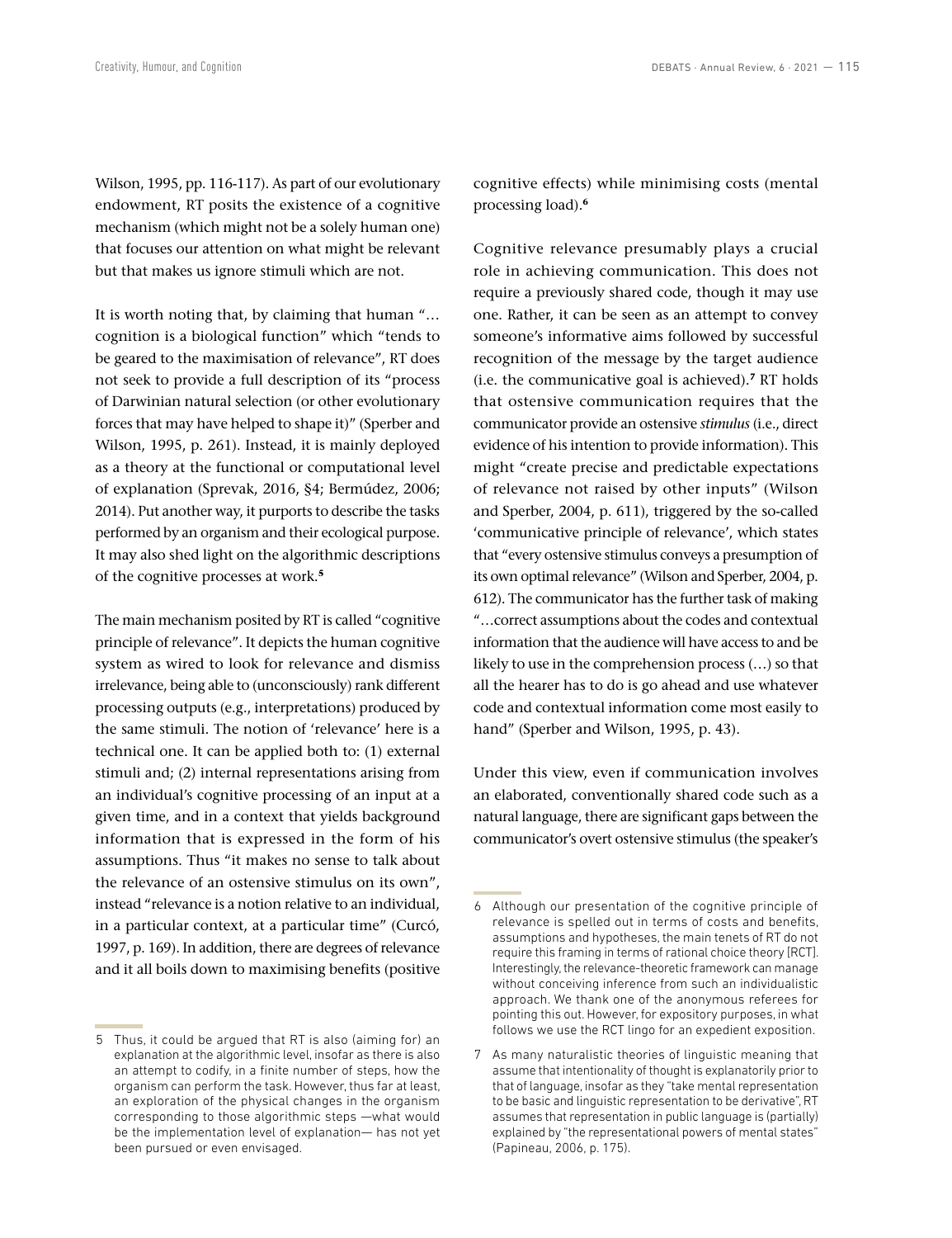Wilson, 1995, pp. 116-117). As part of our evolutionary endowment, RT posits the existence of a cognitive mechanism (which might not be a solely human one) that focuses our attention on what might be relevant but that makes us ignore stimuli which are not.

It is worth noting that, by claiming that human "… cognition is a biological function" which "tends to be geared to the maximisation of relevance", RT does not seek to provide a full description of its "process of Darwinian natural selection (or other evolutionary forces that may have helped to shape it)" (Sperber and Wilson, 1995, p. 261). Instead, it is mainly deployed as a theory at the functional or computational level of explanation (Sprevak, 2016, §4; Bermúdez, 2006; 2014). Put another way, it purports to describe the tasks performed by an organism and their ecological purpose. It may also shed light on the algorithmic descriptions of the cognitive processes at work.[5]

The main mechanism posited by RT is called "cognitive principle of relevance". It depicts the human cognitive system as wired to look for relevance and dismiss irrelevance, being able to (unconsciously) rank different processing outputs (e.g., interpretations) produced by the same stimuli. The notion of 'relevance' here is a technical one. It can be applied both to: (1) external stimuli and; (2) internal representations arising from an individual's cognitive processing of an input at a given time, and in a context that yields background information that is expressed in the form of his assumptions. Thus "it makes no sense to talk about the relevance of an ostensive stimulus on its own", instead "relevance is a notion relative to an individual, in a particular context, at a particular time" (Curcó, 1997, p. 169). In addition, there are degrees of relevance and it all boils down to maximising benefits (positive cognitive effects) while minimising costs (mental processing load).[6]

Cognitive relevance presumably plays a crucial role in achieving communication. This does not require a previously shared code, though it may use one. Rather, it can be seen as an attempt to convey someone's informative aims followed by successful recognition of the message by the target audience (i.e. the communicative goal is achieved).[7] RT holds that ostensive communication requires that the communicator provide an ostensive *stimulus* (i.e., direct evidence of his intention to provide information). This might "create precise and predictable expectations of relevance not raised by other inputs" (Wilson and Sperber, 2004, p. 611), triggered by the so-called 'communicative principle of relevance', which states that "every ostensive stimulus conveys a presumption of its own optimal relevance" (Wilson and Sperber, 2004, p. 612). The communicator has the further task of making "…correct assumptions about the codes and contextual information that the audience will have access to and be likely to use in the comprehension process (…) so that all the hearer has to do is go ahead and use whatever code and contextual information come most easily to hand" (Sperber and Wilson, 1995, p. 43).

Under this view, even if communication involves an elaborated, conventionally shared code such as a natural language, there are significant gaps between the communicator's overt ostensive stimulus (the speaker's

---

5 Thus, it could be argued that RT is also (aiming for) an explanation at the algorithmic level, insofar as there is also an attempt to codify, in a finite number of steps, how the organism can perform the task. However, thus far at least, an exploration of the physical changes in the organism corresponding to those algorithmic steps —what would be the implementation level of explanation— has not yet been pursued or even envisaged.

6 Although our presentation of the cognitive principle of relevance is spelled out in terms of costs and benefits, assumptions and hypotheses, the main tenets of RT do not require this framing in terms of rational choice theory [RCT]. Interestingly, the relevance-theoretic framework can manage without conceiving inference from such an individualistic approach. We thank one of the anonymous referees for pointing this out. However, for expository purposes, in what follows we use the RCT lingo for an expedient exposition.

7 As many naturalistic theories of linguistic meaning that assume that intentionality of thought is explanatorily prior to that of language, insofar as they "take mental representation to be basic and linguistic representation to be derivative", RT assumes that representation in public language is (partially) explained by "the representational powers of mental states" (Papineau, 2006, p. 175).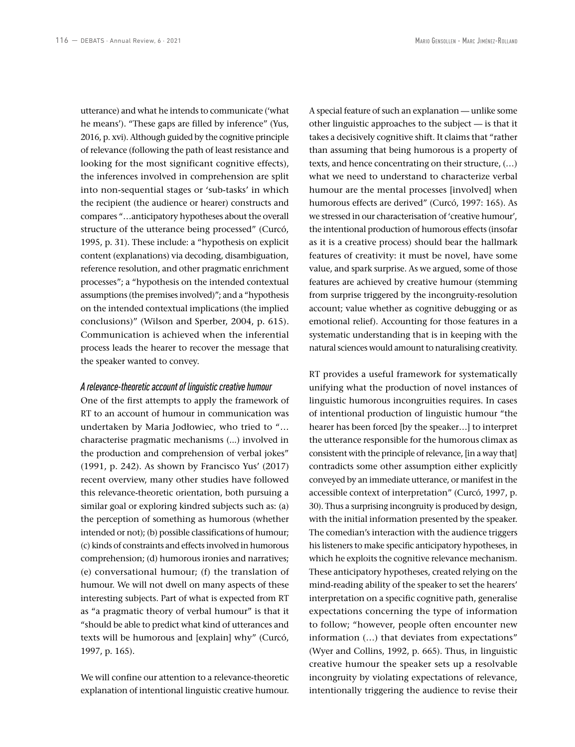utterance) and what he intends to communicate ('what he means'). "These gaps are filled by inference" (Yus, 2016, p. xvi). Although guided by the cognitive principle of relevance (following the path of least resistance and looking for the most significant cognitive effects), the inferences involved in comprehension are split into non-sequential stages or 'sub-tasks' in which the recipient (the audience or hearer) constructs and compares "…anticipatory hypotheses about the overall structure of the utterance being processed" (Curcó, 1995, p. 31). These include: a "hypothesis on explicit content (explanations) via decoding, disambiguation, reference resolution, and other pragmatic enrichment processes"; a "hypothesis on the intended contextual assumptions (the premises involved)"; and a "hypothesis on the intended contextual implications (the implied conclusions)" (Wilson and Sperber, 2004, p. 615). Communication is achieved when the inferential process leads the hearer to recover the message that the speaker wanted to convey.

### *A relevance-theoretic account of linguistic creative humour*

One of the first attempts to apply the framework of RT to an account of humour in communication was undertaken by Maria Jodłowiec, who tried to "… characterise pragmatic mechanisms (...) involved in the production and comprehension of verbal jokes" (1991, p. 242). As shown by Francisco Yus' (2017) recent overview, many other studies have followed this relevance-theoretic orientation, both pursuing a similar goal or exploring kindred subjects such as: (a) the perception of something as humorous (whether intended or not); (b) possible classifications of humour; (c) kinds of constraints and effects involved in humorous comprehension; (d) humorous ironies and narratives; (e) conversational humour; (f) the translation of humour. We will not dwell on many aspects of these interesting subjects. Part of what is expected from RT as "a pragmatic theory of verbal humour" is that it "should be able to predict what kind of utterances and texts will be humorous and [explain] why" (Curcó, 1997, p. 165).

We will confine our attention to a relevance-theoretic explanation of intentional linguistic creative humour. A special feature of such an explanation — unlike some other linguistic approaches to the subject — is that it takes a decisively cognitive shift. It claims that "rather than assuming that being humorous is a property of texts, and hence concentrating on their structure, (…) what we need to understand to characterize verbal humour are the mental processes [involved] when humorous effects are derived" (Curcó, 1997: 165). As we stressed in our characterisation of 'creative humour', the intentional production of humorous effects (insofar as it is a creative process) should bear the hallmark features of creativity: it must be novel, have some value, and spark surprise. As we argued, some of those features are achieved by creative humour (stemming from surprise triggered by the incongruity-resolution account; value whether as cognitive debugging or as emotional relief). Accounting for those features in a systematic understanding that is in keeping with the natural sciences would amount to naturalising creativity.

RT provides a useful framework for systematically unifying what the production of novel instances of linguistic humorous incongruities requires. In cases of intentional production of linguistic humour "the hearer has been forced [by the speaker…] to interpret the utterance responsible for the humorous climax as consistent with the principle of relevance, [in a way that] contradicts some other assumption either explicitly conveyed by an immediate utterance, or manifest in the accessible context of interpretation" (Curcó, 1997, p. 30). Thus a surprising incongruity is produced by design, with the initial information presented by the speaker. The comedian's interaction with the audience triggers his listeners to make specific anticipatory hypotheses, in which he exploits the cognitive relevance mechanism. These anticipatory hypotheses, created relying on the mind-reading ability of the speaker to set the hearers' interpretation on a specific cognitive path, generalise expectations concerning the type of information to follow; "however, people often encounter new information (…) that deviates from expectations" (Wyer and Collins, 1992, p. 665). Thus, in linguistic creative humour the speaker sets up a resolvable incongruity by violating expectations of relevance, intentionally triggering the audience to revise their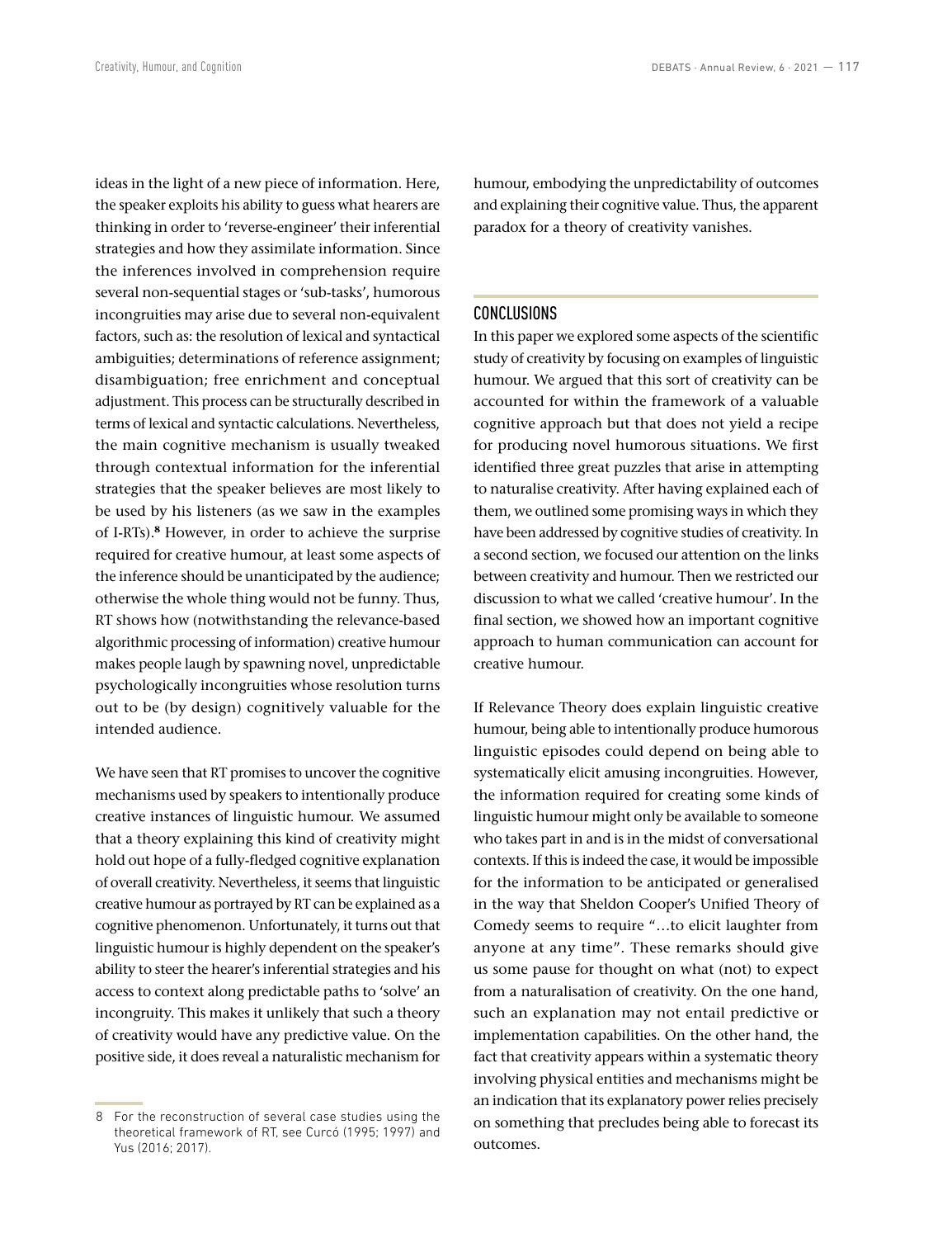ideas in the light of a new piece of information. Here, the speaker exploits his ability to guess what hearers are thinking in order to 'reverse-engineer' their inferential strategies and how they assimilate information. Since the inferences involved in comprehension require several non-sequential stages or 'sub-tasks', humorous incongruities may arise due to several non-equivalent factors, such as: the resolution of lexical and syntactical ambiguities; determinations of reference assignment; disambiguation; free enrichment and conceptual adjustment. This process can be structurally described in terms of lexical and syntactic calculations. Nevertheless, the main cognitive mechanism is usually tweaked through contextual information for the inferential strategies that the speaker believes are most likely to be used by his listeners (as we saw in the examples of I-RTs).[8] However, in order to achieve the surprise required for creative humour, at least some aspects of the inference should be unanticipated by the audience; otherwise the whole thing would not be funny. Thus, RT shows how (notwithstanding the relevance-based algorithmic processing of information) creative humour makes people laugh by spawning novel, unpredictable psychologically incongruities whose resolution turns out to be (by design) cognitively valuable for the intended audience.

We have seen that RT promises to uncover the cognitive mechanisms used by speakers to intentionally produce creative instances of linguistic humour. We assumed that a theory explaining this kind of creativity might hold out hope of a fully-fledged cognitive explanation of overall creativity. Nevertheless, it seems that linguistic creative humour as portrayed by RT can be explained as a cognitive phenomenon. Unfortunately, it turns out that linguistic humour is highly dependent on the speaker's ability to steer the hearer's inferential strategies and his access to context along predictable paths to 'solve' an incongruity. This makes it unlikely that such a theory of creativity would have any predictive value. On the positive side, it does reveal a naturalistic mechanism for humour, embodying the unpredictability of outcomes and explaining their cognitive value. Thus, the apparent paradox for a theory of creativity vanishes.

## CONCLUSIONS

In this paper we explored some aspects of the scientific study of creativity by focusing on examples of linguistic humour. We argued that this sort of creativity can be accounted for within the framework of a valuable cognitive approach but that does not yield a recipe for producing novel humorous situations. We first identified three great puzzles that arise in attempting to naturalise creativity. After having explained each of them, we outlined some promising ways in which they have been addressed by cognitive studies of creativity. In a second section, we focused our attention on the links between creativity and humour. Then we restricted our discussion to what we called 'creative humour'. In the final section, we showed how an important cognitive approach to human communication can account for creative humour.

If Relevance Theory does explain linguistic creative humour, being able to intentionally produce humorous linguistic episodes could depend on being able to systematically elicit amusing incongruities. However, the information required for creating some kinds of linguistic humour might only be available to someone who takes part in and is in the midst of conversational contexts. If this is indeed the case, it would be impossible for the information to be anticipated or generalised in the way that Sheldon Cooper's Unified Theory of Comedy seems to require "…to elicit laughter from anyone at any time". These remarks should give us some pause for thought on what (not) to expect from a naturalisation of creativity. On the one hand, such an explanation may not entail predictive or implementation capabilities. On the other hand, the fact that creativity appears within a systematic theory involving physical entities and mechanisms might be an indication that its explanatory power relies precisely on something that precludes being able to forecast its outcomes.

---

8 For the reconstruction of several case studies using the theoretical framework of RT, see Curcó (1995; 1997) and Yus (2016; 2017).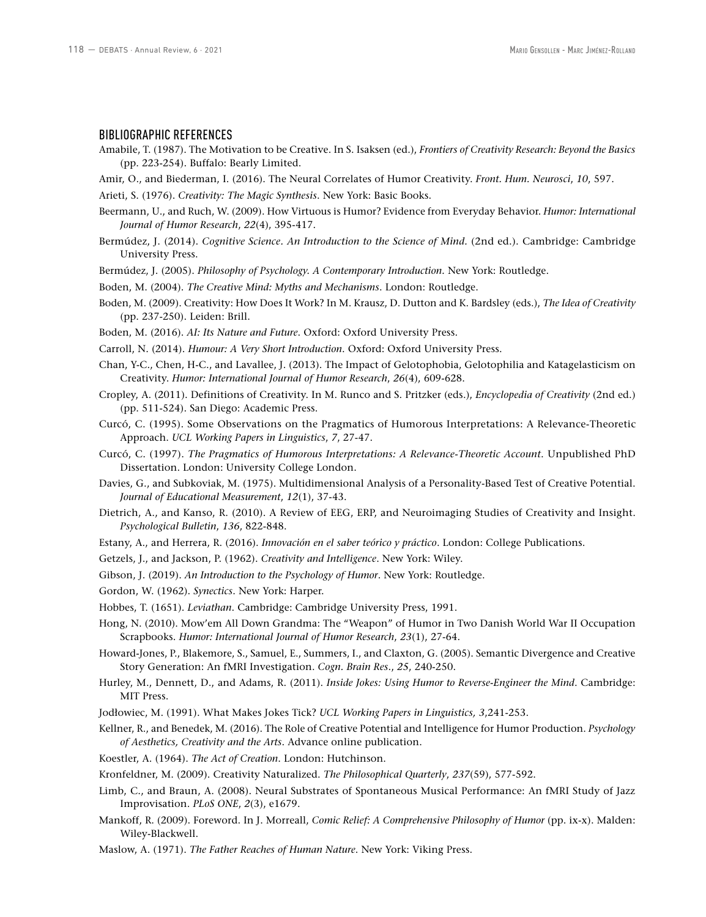## BIBLIOGRAPHIC REFERENCES

Amabile, T. (1987). The Motivation to be Creative. In S. Isaksen (ed.), *Frontiers of Creativity Research: Beyond the Basics* (pp. 223-254). Buffalo: Bearly Limited.

Amir, O., and Biederman, I. (2016). The Neural Correlates of Humor Creativity. *Front. Hum. Neurosci*, *10*, 597.

Arieti, S. (1976). *Creativity: The Magic Synthesis*. New York: Basic Books.

Beermann, U., and Ruch, W. (2009). How Virtuous is Humor? Evidence from Everyday Behavior. *Humor: International Journal of Humor Research*, *22*(4), 395-417.

Bermúdez, J. (2014). *Cognitive Science. An Introduction to the Science of Mind*. (2nd ed.). Cambridge: Cambridge University Press.

Bermúdez, J. (2005). *Philosophy of Psychology. A Contemporary Introduction*. New York: Routledge.

Boden, M. (2004). *The Creative Mind: Myths and Mechanisms*. London: Routledge.

Boden, M. (2009). Creativity: How Does It Work? In M. Krausz, D. Dutton and K. Bardsley (eds.), *The Idea of Creativity* (pp. 237-250). Leiden: Brill.

Boden, M. (2016). *AI: Its Nature and Future*. Oxford: Oxford University Press.

Carroll, N. (2014). *Humour: A Very Short Introduction*. Oxford: Oxford University Press.

Chan, Y-C., Chen, H-C., and Lavallee, J. (2013). The Impact of Gelotophobia, Gelotophilia and Katagelasticism on Creativity. *Humor: International Journal of Humor Research*, *26*(4), 609-628.

Cropley, A. (2011). Definitions of Creativity. In M. Runco and S. Pritzker (eds.), *Encyclopedia of Creativity* (2nd ed.) (pp. 511-524). San Diego: Academic Press.

Curcó, C. (1995). Some Observations on the Pragmatics of Humorous Interpretations: A Relevance-Theoretic Approach. *UCL Working Papers in Linguistics*, *7*, 27-47.

Curcó, C. (1997). *The Pragmatics of Humorous Interpretations: A Relevance-Theoretic Account*. Unpublished PhD Dissertation. London: University College London.

Davies, G., and Subkoviak, M. (1975). Multidimensional Analysis of a Personality-Based Test of Creative Potential. *Journal of Educational Measurement*, *12*(1), 37-43.

Dietrich, A., and Kanso, R. (2010). A Review of EEG, ERP, and Neuroimaging Studies of Creativity and Insight. *Psychological Bulletin*, *136*, 822-848.

Estany, A., and Herrera, R. (2016). *Innovación en el saber teórico y práctico*. London: College Publications.

Getzels, J., and Jackson, P. (1962). *Creativity and Intelligence*. New York: Wiley.

Gibson, J. (2019). *An Introduction to the Psychology of Humor*. New York: Routledge.

Gordon, W. (1962). *Synectics*. New York: Harper.

Hobbes, T. (1651). *Leviathan*. Cambridge: Cambridge University Press, 1991.

Hong, N. (2010). Mow'em All Down Grandma: The "Weapon" of Humor in Two Danish World War II Occupation Scrapbooks. *Humor: International Journal of Humor Research*, *23*(1), 27-64.

Howard-Jones, P., Blakemore, S., Samuel, E., Summers, I., and Claxton, G. (2005). Semantic Divergence and Creative Story Generation: An fMRI Investigation. *Cogn. Brain Res.*, *25*, 240-250.

Hurley, M., Dennett, D., and Adams, R. (2011). *Inside Jokes: Using Humor to Reverse-Engineer the Mind*. Cambridge: MIT Press.

Jodłowiec, M. (1991). What Makes Jokes Tick? *UCL Working Papers in Linguistics, 3*,241-253.

Kellner, R., and Benedek, M. (2016). The Role of Creative Potential and Intelligence for Humor Production. *Psychology of Aesthetics, Creativity and the Arts*. Advance online publication.

Koestler, A. (1964). *The Act of Creation*. London: Hutchinson.

Kronfeldner, M. (2009). Creativity Naturalized. *The Philosophical Quarterly*, *237*(59), 577-592.

Limb, C., and Braun, A. (2008). Neural Substrates of Spontaneous Musical Performance: An fMRI Study of Jazz Improvisation. *PLoS ONE*, *2*(3), e1679.

Mankoff, R. (2009). Foreword. In J. Morreall, *Comic Relief: A Comprehensive Philosophy of Humor* (pp. ix-x). Malden: Wiley-Blackwell.

Maslow, A. (1971). *The Father Reaches of Human Nature*. New York: Viking Press.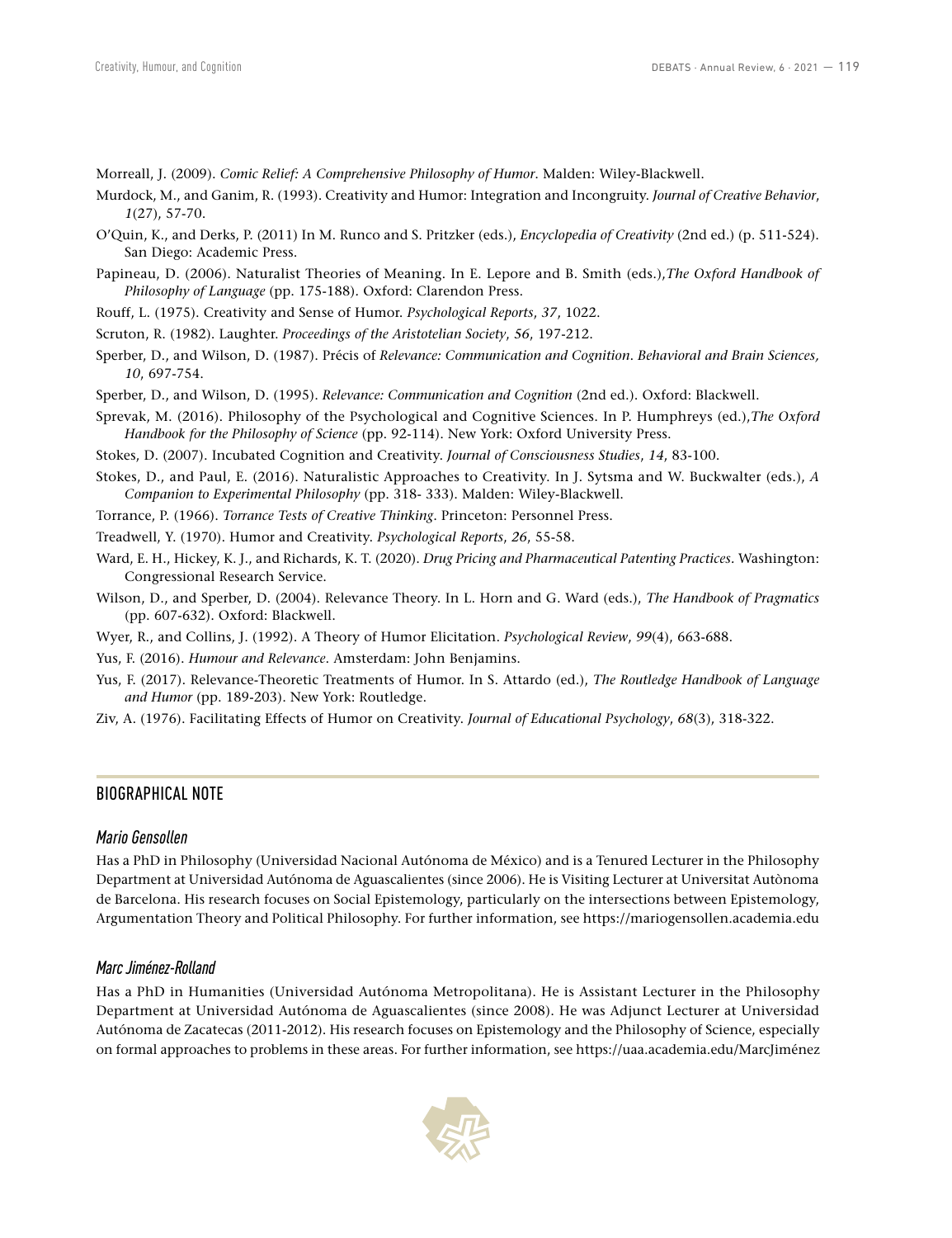Morreall, J. (2009). *Comic Relief: A Comprehensive Philosophy of Humor*. Malden: Wiley-Blackwell.

Murdock, M., and Ganim, R. (1993). Creativity and Humor: Integration and Incongruity. *Journal of Creative Behavior*, *1*(27), 57-70.

O'Quin, K., and Derks, P. (2011) In M. Runco and S. Pritzker (eds.), *Encyclopedia of Creativity* (2nd ed.) (p. 511-524). San Diego: Academic Press.

Papineau, D. (2006). Naturalist Theories of Meaning. In E. Lepore and B. Smith (eds.),*The Oxford Handbook of Philosophy of Language* (pp. 175-188). Oxford: Clarendon Press.

Rouff, L. (1975). Creativity and Sense of Humor. *Psychological Reports*, *37*, 1022.

Scruton, R. (1982). Laughter. *Proceedings of the Aristotelian Society*, *56*, 197-212.

Sperber, D., and Wilson, D. (1987). Précis of *Relevance: Communication and Cognition*. *Behavioral and Brain Sciences, 10*, 697-754.

Sperber, D., and Wilson, D. (1995). *Relevance: Communication and Cognition* (2nd ed.). Oxford: Blackwell.

Sprevak, M. (2016). Philosophy of the Psychological and Cognitive Sciences. In P. Humphreys (ed.),*The Oxford Handbook for the Philosophy of Science* (pp. 92-114). New York: Oxford University Press.

Stokes, D. (2007). Incubated Cognition and Creativity. *Journal of Consciousness Studies*, *14*, 83-100.

Stokes, D., and Paul, E. (2016). Naturalistic Approaches to Creativity. In J. Sytsma and W. Buckwalter (eds.), *A Companion to Experimental Philosophy* (pp. 318- 333). Malden: Wiley-Blackwell.

Torrance, P. (1966). *Torrance Tests of Creative Thinking*. Princeton: Personnel Press.

Treadwell, Y. (1970). Humor and Creativity. *Psychological Reports*, *26*, 55-58.

Ward, E. H., Hickey, K. J., and Richards, K. T. (2020). *Drug Pricing and Pharmaceutical Patenting Practices*. Washington: Congressional Research Service.

Wilson, D., and Sperber, D. (2004). Relevance Theory. In L. Horn and G. Ward (eds.), *The Handbook of Pragmatics* (pp. 607-632). Oxford: Blackwell.

Wyer, R., and Collins, J. (1992). A Theory of Humor Elicitation. *Psychological Review*, *99*(4), 663-688.

Yus, F. (2016). *Humour and Relevance*. Amsterdam: John Benjamins.

Yus, F. (2017). Relevance-Theoretic Treatments of Humor. In S. Attardo (ed.), *The Routledge Handbook of Language and Humor* (pp. 189-203). New York: Routledge.

Ziv, A. (1976). Facilitating Effects of Humor on Creativity. *Journal of Educational Psychology*, *68*(3), 318-322.

## BIOGRAPHICAL NOTE

### *Mario Gensollen*

Has a PhD in Philosophy (Universidad Nacional Autónoma de México) and is a Tenured Lecturer in the Philosophy Department at Universidad Autónoma de Aguascalientes (since 2006). He is Visiting Lecturer at Universitat Autònoma de Barcelona. His research focuses on Social Epistemology, particularly on the intersections between Epistemology, Argumentation Theory and Political Philosophy. For further information, see https://mariogensollen.academia.edu

### *Marc Jiménez-Rolland*

Has a PhD in Humanities (Universidad Autónoma Metropolitana). He is Assistant Lecturer in the Philosophy Department at Universidad Autónoma de Aguascalientes (since 2008). He was Adjunct Lecturer at Universidad Autónoma de Zacatecas (2011-2012). His research focuses on Epistemology and the Philosophy of Science, especially on formal approaches to problems in these areas. For further information, see https://uaa.academia.edu/MarcJiménez